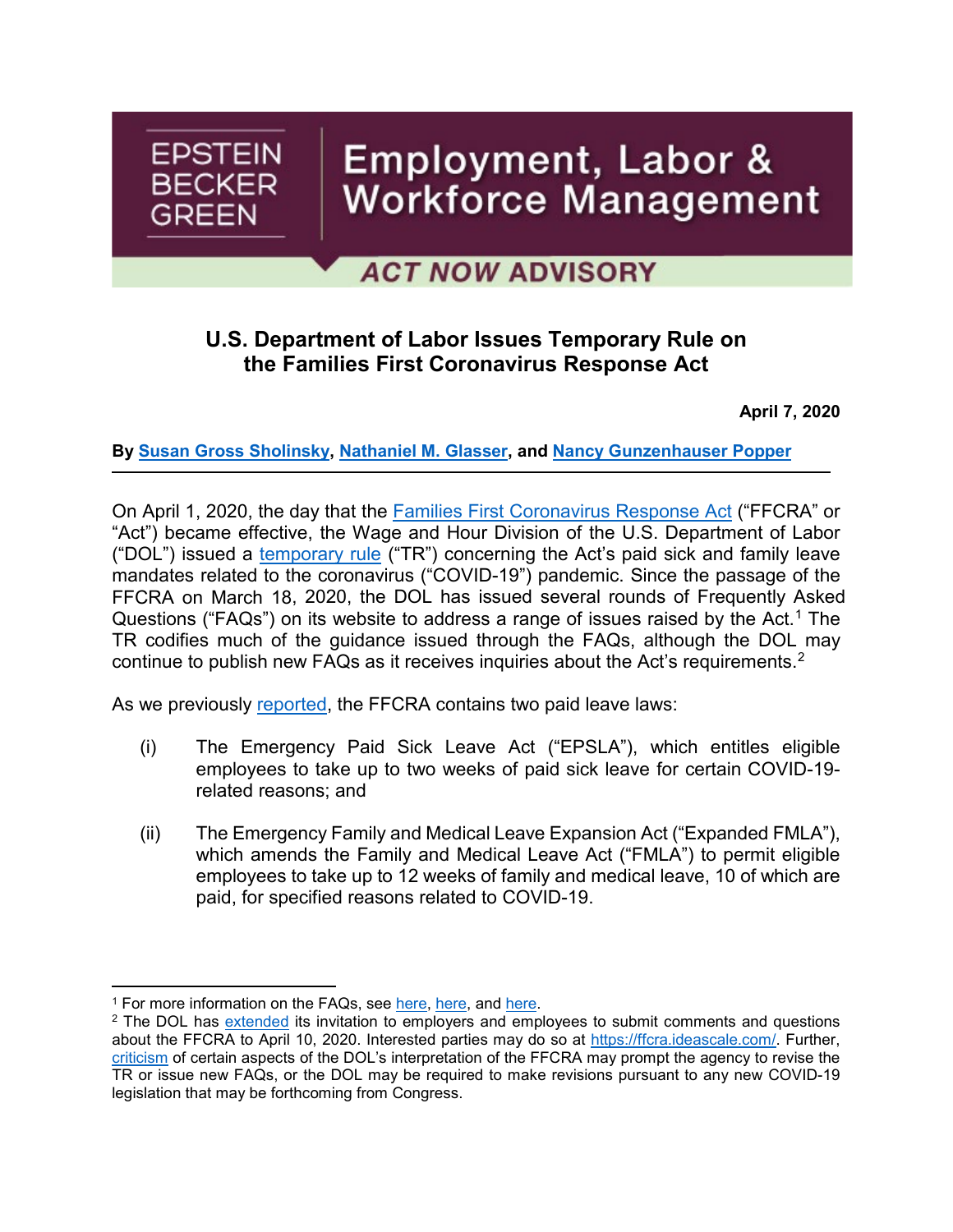EPSTEIN BECKER GREEN

Employment, Labor & Workforce Management

ACT NOW ADVISORY

# U.S. Department of Labor Issues Temporary Rule on the Families First Coronavirus Response Act

**April 7, 2020**

**By Susan Gross Sholinsky, Nathaniel M. Glasser, and Nancy Gunzenhauser Popper**

On April 1, 2020, the day that the Families First Coronavirus Response Act ("FFCRA" or "Act") became effective, the Wage and Hour Division of the U.S. Department of Labor ("DOL") issued a temporary rule ("TR") concerning the Act's paid sick and family leave mandates related to the coronavirus ("COVID-19") pandemic. Since the passage of the FFCRA on March 18, 2020, the DOL has issued several rounds of Frequently Asked Questions ("FAQs") on its website to address a range of issues raised by the Act.[1] The TR codifies much of the guidance issued through the FAQs, although the DOL may continue to publish new FAQs as it receives inquiries about the Act's requirements.[2]

As we previously reported, the FFCRA contains two paid leave laws:

(i) The Emergency Paid Sick Leave Act ("EPSLA"), which entitles eligible employees to take up to two weeks of paid sick leave for certain COVID-19-related reasons; and

(ii) The Emergency Family and Medical Leave Expansion Act ("Expanded FMLA"), which amends the Family and Medical Leave Act ("FMLA") to permit eligible employees to take up to 12 weeks of family and medical leave, 10 of which are paid, for specified reasons related to COVID-19.

---

[1] For more information on the FAQs, see here, here, and here.

[2] The DOL has extended its invitation to employers and employees to submit comments and questions about the FFCRA to April 10, 2020. Interested parties may do so at https://ffcra.ideascale.com/. Further, criticism of certain aspects of the DOL's interpretation of the FFCRA may prompt the agency to revise the TR or issue new FAQs, or the DOL may be required to make revisions pursuant to any new COVID-19 legislation that may be forthcoming from Congress.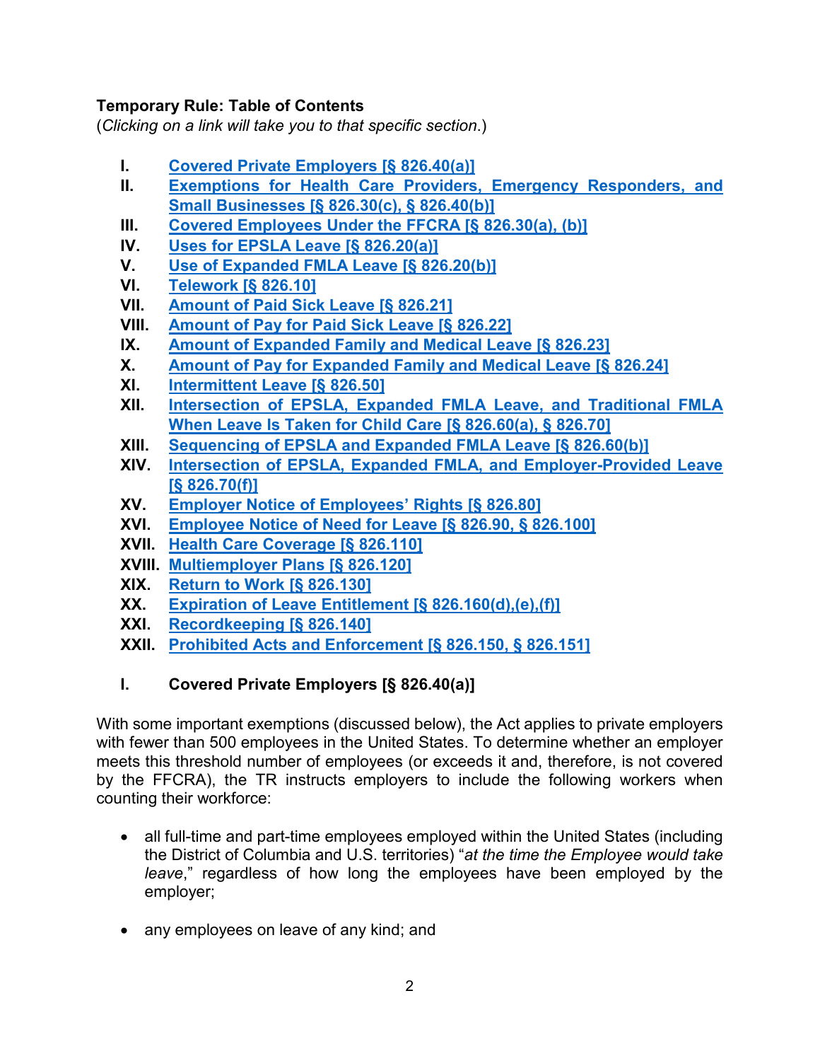**Temporary Rule: Table of Contents**
(*Clicking on a link will take you to that specific section*.)

- I. Covered Private Employers [§ 826.40(a)]
- II. Exemptions for Health Care Providers, Emergency Responders, and Small Businesses [§ 826.30(c), § 826.40(b)]
- III. Covered Employees Under the FFCRA [§ 826.30(a), (b)]
- IV. Uses for EPSLA Leave [§ 826.20(a)]
- V. Use of Expanded FMLA Leave [§ 826.20(b)]
- VI. Telework [§ 826.10]
- VII. Amount of Paid Sick Leave [§ 826.21]
- VIII. Amount of Pay for Paid Sick Leave [§ 826.22]
- IX. Amount of Expanded Family and Medical Leave [§ 826.23]
- X. Amount of Pay for Expanded Family and Medical Leave [§ 826.24]
- XI. Intermittent Leave [§ 826.50]
- XII. Intersection of EPSLA, Expanded FMLA Leave, and Traditional FMLA When Leave Is Taken for Child Care [§ 826.60(a), § 826.70]
- XIII. Sequencing of EPSLA and Expanded FMLA Leave [§ 826.60(b)]
- XIV. Intersection of EPSLA, Expanded FMLA, and Employer-Provided Leave [§ 826.70(f)]
- XV. Employer Notice of Employees' Rights [§ 826.80]
- XVI. Employee Notice of Need for Leave [§ 826.90, § 826.100]
- XVII. Health Care Coverage [§ 826.110]
- XVIII. Multiemployer Plans [§ 826.120]
- XIX. Return to Work [§ 826.130]
- XX. Expiration of Leave Entitlement [§ 826.160(d),(e),(f)]
- XXI. Recordkeeping [§ 826.140]
- XXII. Prohibited Acts and Enforcement [§ 826.150, § 826.151]

## I. Covered Private Employers [§ 826.40(a)]

With some important exemptions (discussed below), the Act applies to private employers with fewer than 500 employees in the United States. To determine whether an employer meets this threshold number of employees (or exceeds it and, therefore, is not covered by the FFCRA), the TR instructs employers to include the following workers when counting their workforce:

- all full-time and part-time employees employed within the United States (including the District of Columbia and U.S. territories) "*at the time the Employee would take leave*," regardless of how long the employees have been employed by the employer;
- any employees on leave of any kind; and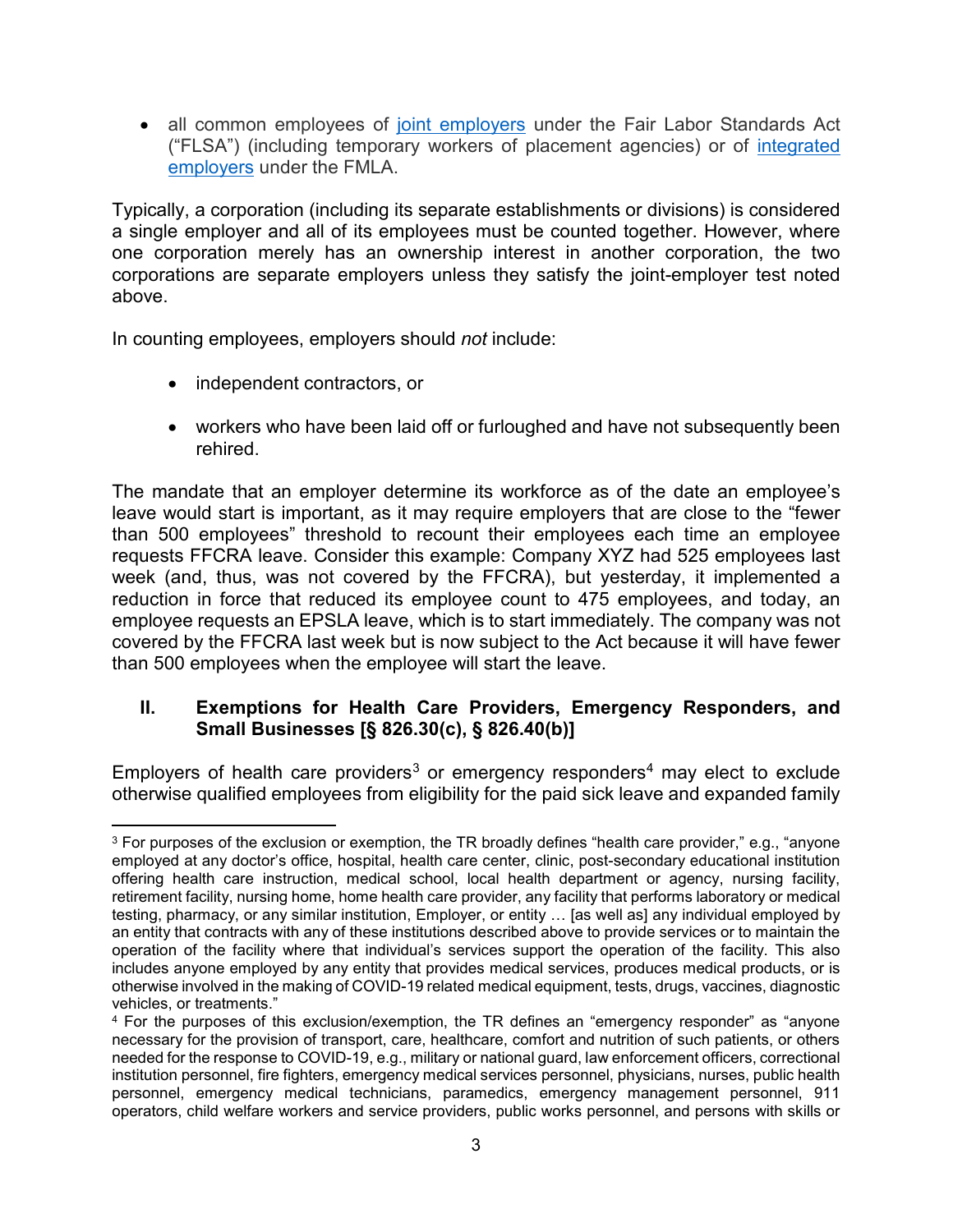- all common employees of [joint employers](#) under the Fair Labor Standards Act ("FLSA") (including temporary workers of placement agencies) or of [integrated employers](#) under the FMLA.

Typically, a corporation (including its separate establishments or divisions) is considered a single employer and all of its employees must be counted together. However, where one corporation merely has an ownership interest in another corporation, the two corporations are separate employers unless they satisfy the joint-employer test noted above.

In counting employees, employers should *not* include:

- independent contractors, or
- workers who have been laid off or furloughed and have not subsequently been rehired.

The mandate that an employer determine its workforce as of the date an employee's leave would start is important, as it may require employers that are close to the "fewer than 500 employees" threshold to recount their employees each time an employee requests FFCRA leave. Consider this example: Company XYZ had 525 employees last week (and, thus, was not covered by the FFCRA), but yesterday, it implemented a reduction in force that reduced its employee count to 475 employees, and today, an employee requests an EPSLA leave, which is to start immediately. The company was not covered by the FFCRA last week but is now subject to the Act because it will have fewer than 500 employees when the employee will start the leave.

## II. Exemptions for Health Care Providers, Emergency Responders, and Small Businesses [§ 826.30(c), § 826.40(b)]

Employers of health care providers[3] or emergency responders[4] may elect to exclude otherwise qualified employees from eligibility for the paid sick leave and expanded family

---

[3] For purposes of the exclusion or exemption, the TR broadly defines "health care provider," e.g., "anyone employed at any doctor's office, hospital, health care center, clinic, post-secondary educational institution offering health care instruction, medical school, local health department or agency, nursing facility, retirement facility, nursing home, home health care provider, any facility that performs laboratory or medical testing, pharmacy, or any similar institution, Employer, or entity … [as well as] any individual employed by an entity that contracts with any of these institutions described above to provide services or to maintain the operation of the facility where that individual's services support the operation of the facility. This also includes anyone employed by any entity that provides medical services, produces medical products, or is otherwise involved in the making of COVID-19 related medical equipment, tests, drugs, vaccines, diagnostic vehicles, or treatments."

[4] For the purposes of this exclusion/exemption, the TR defines an "emergency responder" as "anyone necessary for the provision of transport, care, healthcare, comfort and nutrition of such patients, or others needed for the response to COVID-19, e.g., military or national guard, law enforcement officers, correctional institution personnel, fire fighters, emergency medical services personnel, physicians, nurses, public health personnel, emergency medical technicians, paramedics, emergency management personnel, 911 operators, child welfare workers and service providers, public works personnel, and persons with skills or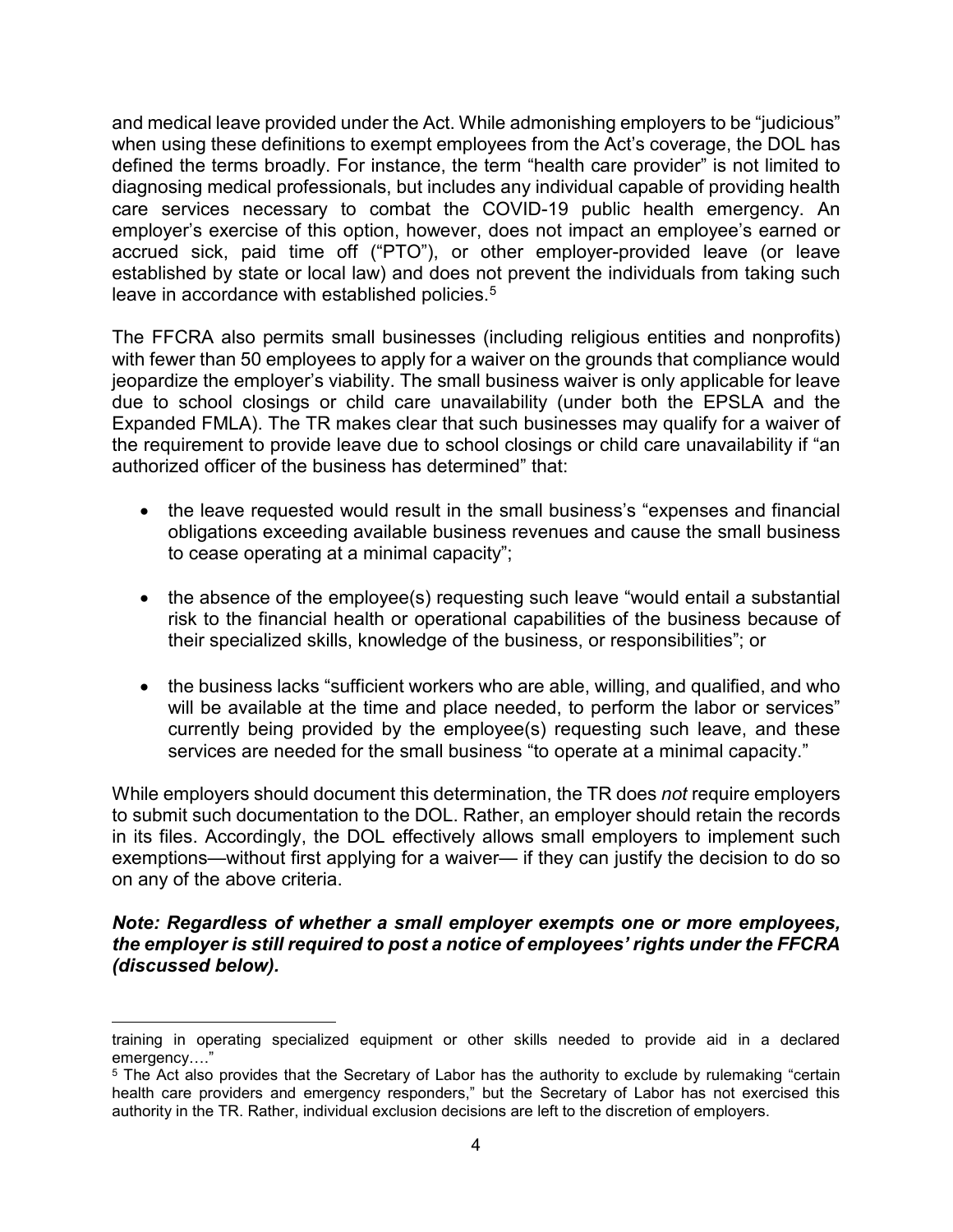and medical leave provided under the Act. While admonishing employers to be "judicious" when using these definitions to exempt employees from the Act's coverage, the DOL has defined the terms broadly. For instance, the term "health care provider" is not limited to diagnosing medical professionals, but includes any individual capable of providing health care services necessary to combat the COVID-19 public health emergency. An employer's exercise of this option, however, does not impact an employee's earned or accrued sick, paid time off ("PTO"), or other employer-provided leave (or leave established by state or local law) and does not prevent the individuals from taking such leave in accordance with established policies.[5]

The FFCRA also permits small businesses (including religious entities and nonprofits) with fewer than 50 employees to apply for a waiver on the grounds that compliance would jeopardize the employer's viability. The small business waiver is only applicable for leave due to school closings or child care unavailability (under both the EPSLA and the Expanded FMLA). The TR makes clear that such businesses may qualify for a waiver of the requirement to provide leave due to school closings or child care unavailability if "an authorized officer of the business has determined" that:

- the leave requested would result in the small business's "expenses and financial obligations exceeding available business revenues and cause the small business to cease operating at a minimal capacity";

- the absence of the employee(s) requesting such leave "would entail a substantial risk to the financial health or operational capabilities of the business because of their specialized skills, knowledge of the business, or responsibilities"; or

- the business lacks "sufficient workers who are able, willing, and qualified, and who will be available at the time and place needed, to perform the labor or services" currently being provided by the employee(s) requesting such leave, and these services are needed for the small business "to operate at a minimal capacity."

While employers should document this determination, the TR does *not* require employers to submit such documentation to the DOL. Rather, an employer should retain the records in its files. Accordingly, the DOL effectively allows small employers to implement such exemptions—without first applying for a waiver— if they can justify the decision to do so on any of the above criteria.

***Note: Regardless of whether a small employer exempts one or more employees, the employer is still required to post a notice of employees' rights under the FFCRA (discussed below).***

---

training in operating specialized equipment or other skills needed to provide aid in a declared emergency…."

[5] The Act also provides that the Secretary of Labor has the authority to exclude by rulemaking "certain health care providers and emergency responders," but the Secretary of Labor has not exercised this authority in the TR. Rather, individual exclusion decisions are left to the discretion of employers.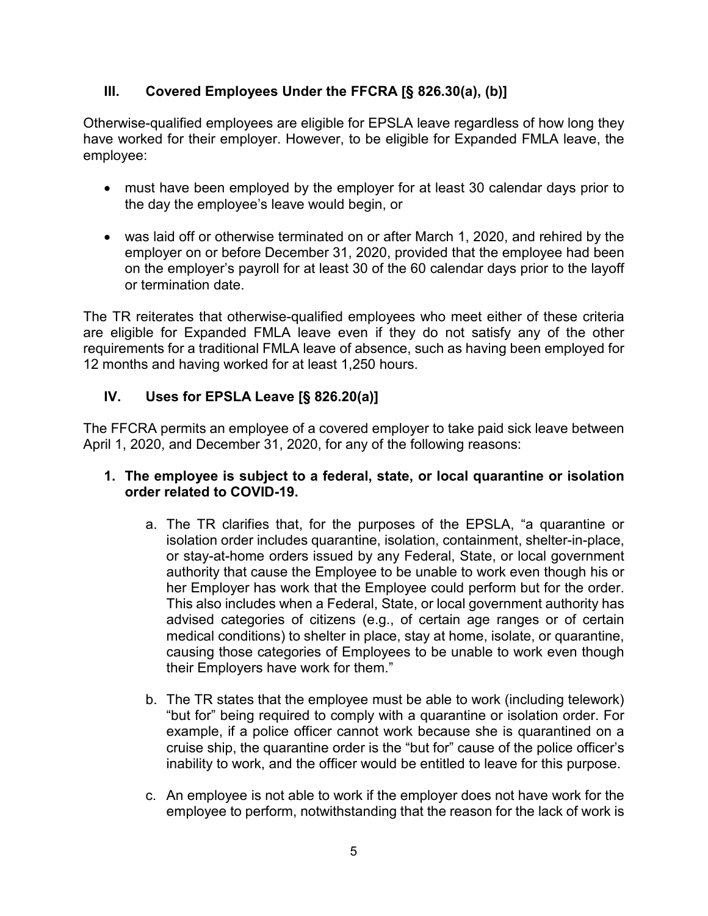## III. Covered Employees Under the FFCRA [§ 826.30(a), (b)]

Otherwise-qualified employees are eligible for EPSLA leave regardless of how long they have worked for their employer. However, to be eligible for Expanded FMLA leave, the employee:

- must have been employed by the employer for at least 30 calendar days prior to the day the employee's leave would begin, or
- was laid off or otherwise terminated on or after March 1, 2020, and rehired by the employer on or before December 31, 2020, provided that the employee had been on the employer's payroll for at least 30 of the 60 calendar days prior to the layoff or termination date.

The TR reiterates that otherwise-qualified employees who meet either of these criteria are eligible for Expanded FMLA leave even if they do not satisfy any of the other requirements for a traditional FMLA leave of absence, such as having been employed for 12 months and having worked for at least 1,250 hours.

## IV. Uses for EPSLA Leave [§ 826.20(a)]

The FFCRA permits an employee of a covered employer to take paid sick leave between April 1, 2020, and December 31, 2020, for any of the following reasons:

1. **The employee is subject to a federal, state, or local quarantine or isolation order related to COVID-19.**

   a. The TR clarifies that, for the purposes of the EPSLA, "a quarantine or isolation order includes quarantine, isolation, containment, shelter-in-place, or stay-at-home orders issued by any Federal, State, or local government authority that cause the Employee to be unable to work even though his or her Employer has work that the Employee could perform but for the order. This also includes when a Federal, State, or local government authority has advised categories of citizens (e.g., of certain age ranges or of certain medical conditions) to shelter in place, stay at home, isolate, or quarantine, causing those categories of Employees to be unable to work even though their Employers have work for them."

   b. The TR states that the employee must be able to work (including telework) "but for" being required to comply with a quarantine or isolation order. For example, if a police officer cannot work because she is quarantined on a cruise ship, the quarantine order is the "but for" cause of the police officer's inability to work, and the officer would be entitled to leave for this purpose.

   c. An employee is not able to work if the employer does not have work for the employee to perform, notwithstanding that the reason for the lack of work is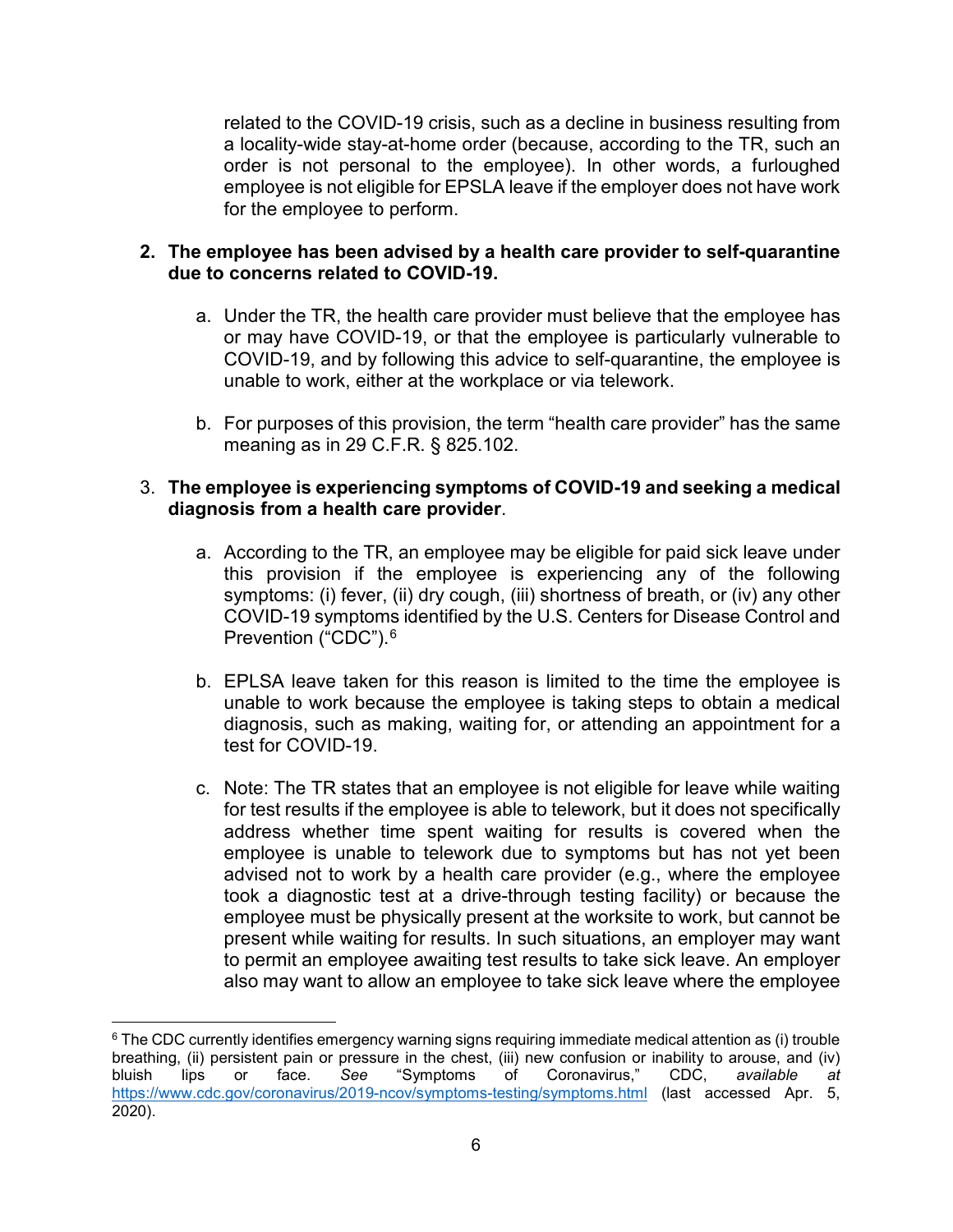related to the COVID-19 crisis, such as a decline in business resulting from a locality-wide stay-at-home order (because, according to the TR, such an order is not personal to the employee). In other words, a furloughed employee is not eligible for EPSLA leave if the employer does not have work for the employee to perform.

2. **The employee has been advised by a health care provider to self-quarantine due to concerns related to COVID-19.**

   a. Under the TR, the health care provider must believe that the employee has or may have COVID-19, or that the employee is particularly vulnerable to COVID-19, and by following this advice to self-quarantine, the employee is unable to work, either at the workplace or via telework.

   b. For purposes of this provision, the term "health care provider" has the same meaning as in 29 C.F.R. § 825.102.

3. **The employee is experiencing symptoms of COVID-19 and seeking a medical diagnosis from a health care provider**.

   a. According to the TR, an employee may be eligible for paid sick leave under this provision if the employee is experiencing any of the following symptoms: (i) fever, (ii) dry cough, (iii) shortness of breath, or (iv) any other COVID-19 symptoms identified by the U.S. Centers for Disease Control and Prevention ("CDC").[6]

   b. EPLSA leave taken for this reason is limited to the time the employee is unable to work because the employee is taking steps to obtain a medical diagnosis, such as making, waiting for, or attending an appointment for a test for COVID-19.

   c. Note: The TR states that an employee is not eligible for leave while waiting for test results if the employee is able to telework, but it does not specifically address whether time spent waiting for results is covered when the employee is unable to telework due to symptoms but has not yet been advised not to work by a health care provider (e.g., where the employee took a diagnostic test at a drive-through testing facility) or because the employee must be physically present at the worksite to work, but cannot be present while waiting for results. In such situations, an employer may want to permit an employee awaiting test results to take sick leave. An employer also may want to allow an employee to take sick leave where the employee

---

[6] The CDC currently identifies emergency warning signs requiring immediate medical attention as (i) trouble breathing, (ii) persistent pain or pressure in the chest, (iii) new confusion or inability to arouse, and (iv) bluish lips or face. *See* "Symptoms of Coronavirus," CDC, *available at* https://www.cdc.gov/coronavirus/2019-ncov/symptoms-testing/symptoms.html (last accessed Apr. 5, 2020).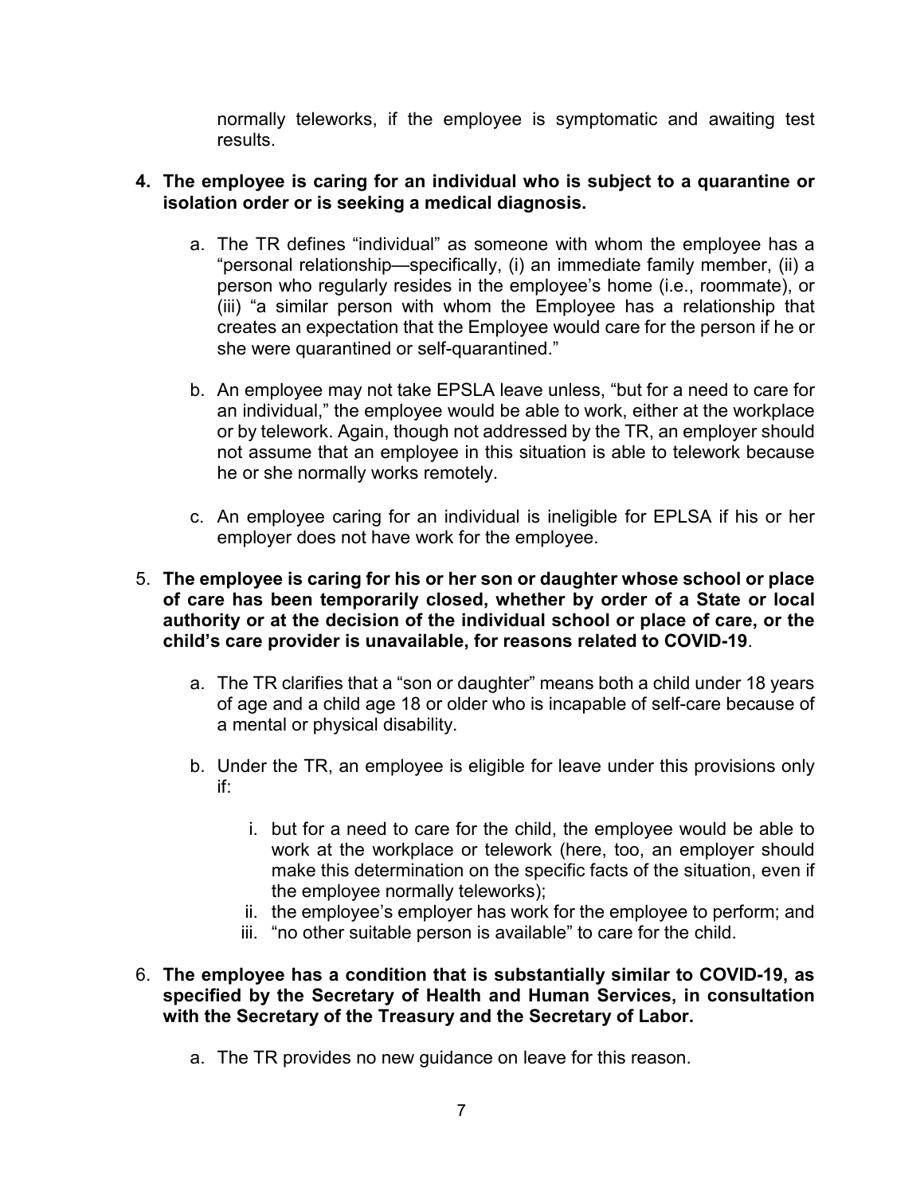normally teleworks, if the employee is symptomatic and awaiting test results.

4. **The employee is caring for an individual who is subject to a quarantine or isolation order or is seeking a medical diagnosis.**

    a. The TR defines "individual" as someone with whom the employee has a "personal relationship—specifically, (i) an immediate family member, (ii) a person who regularly resides in the employee's home (i.e., roommate), or (iii) "a similar person with whom the Employee has a relationship that creates an expectation that the Employee would care for the person if he or she were quarantined or self-quarantined."

    b. An employee may not take EPSLA leave unless, "but for a need to care for an individual," the employee would be able to work, either at the workplace or by telework. Again, though not addressed by the TR, an employer should not assume that an employee in this situation is able to telework because he or she normally works remotely.

    c. An employee caring for an individual is ineligible for EPLSA if his or her employer does not have work for the employee.

5. **The employee is caring for his or her son or daughter whose school or place of care has been temporarily closed, whether by order of a State or local authority or at the decision of the individual school or place of care, or the child's care provider is unavailable, for reasons related to COVID-19**.

    a. The TR clarifies that a "son or daughter" means both a child under 18 years of age and a child age 18 or older who is incapable of self-care because of a mental or physical disability.

    b. Under the TR, an employee is eligible for leave under this provisions only if:

        i. but for a need to care for the child, the employee would be able to work at the workplace or telework (here, too, an employer should make this determination on the specific facts of the situation, even if the employee normally teleworks);
        ii. the employee's employer has work for the employee to perform; and
        iii. "no other suitable person is available" to care for the child.

6. **The employee has a condition that is substantially similar to COVID-19, as specified by the Secretary of Health and Human Services, in consultation with the Secretary of the Treasury and the Secretary of Labor.**

    a. The TR provides no new guidance on leave for this reason.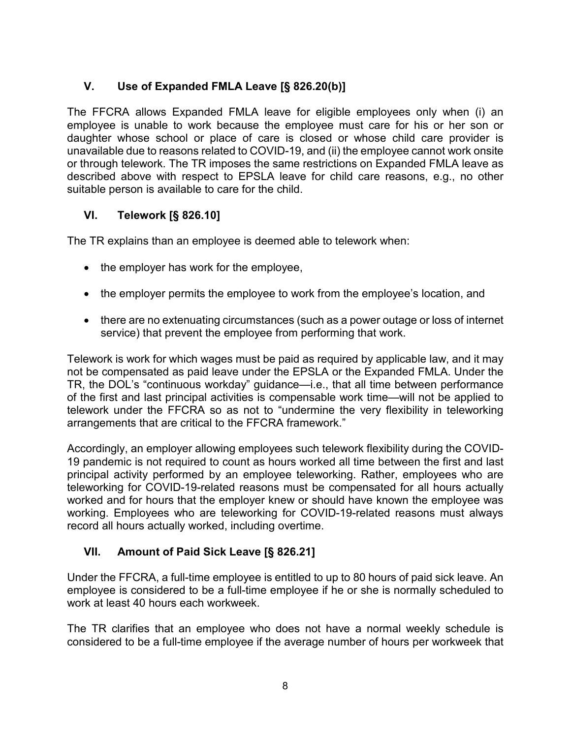## V. Use of Expanded FMLA Leave [§ 826.20(b)]

The FFCRA allows Expanded FMLA leave for eligible employees only when (i) an employee is unable to work because the employee must care for his or her son or daughter whose school or place of care is closed or whose child care provider is unavailable due to reasons related to COVID-19, and (ii) the employee cannot work onsite or through telework. The TR imposes the same restrictions on Expanded FMLA leave as described above with respect to EPSLA leave for child care reasons, e.g., no other suitable person is available to care for the child.

## VI. Telework [§ 826.10]

The TR explains than an employee is deemed able to telework when:

- the employer has work for the employee,
- the employer permits the employee to work from the employee's location, and
- there are no extenuating circumstances (such as a power outage or loss of internet service) that prevent the employee from performing that work.

Telework is work for which wages must be paid as required by applicable law, and it may not be compensated as paid leave under the EPSLA or the Expanded FMLA. Under the TR, the DOL's "continuous workday" guidance—i.e., that all time between performance of the first and last principal activities is compensable work time—will not be applied to telework under the FFCRA so as not to "undermine the very flexibility in teleworking arrangements that are critical to the FFCRA framework."

Accordingly, an employer allowing employees such telework flexibility during the COVID-19 pandemic is not required to count as hours worked all time between the first and last principal activity performed by an employee teleworking. Rather, employees who are teleworking for COVID-19-related reasons must be compensated for all hours actually worked and for hours that the employer knew or should have known the employee was working. Employees who are teleworking for COVID-19-related reasons must always record all hours actually worked, including overtime.

## VII. Amount of Paid Sick Leave [§ 826.21]

Under the FFCRA, a full-time employee is entitled to up to 80 hours of paid sick leave. An employee is considered to be a full-time employee if he or she is normally scheduled to work at least 40 hours each workweek.

The TR clarifies that an employee who does not have a normal weekly schedule is considered to be a full-time employee if the average number of hours per workweek that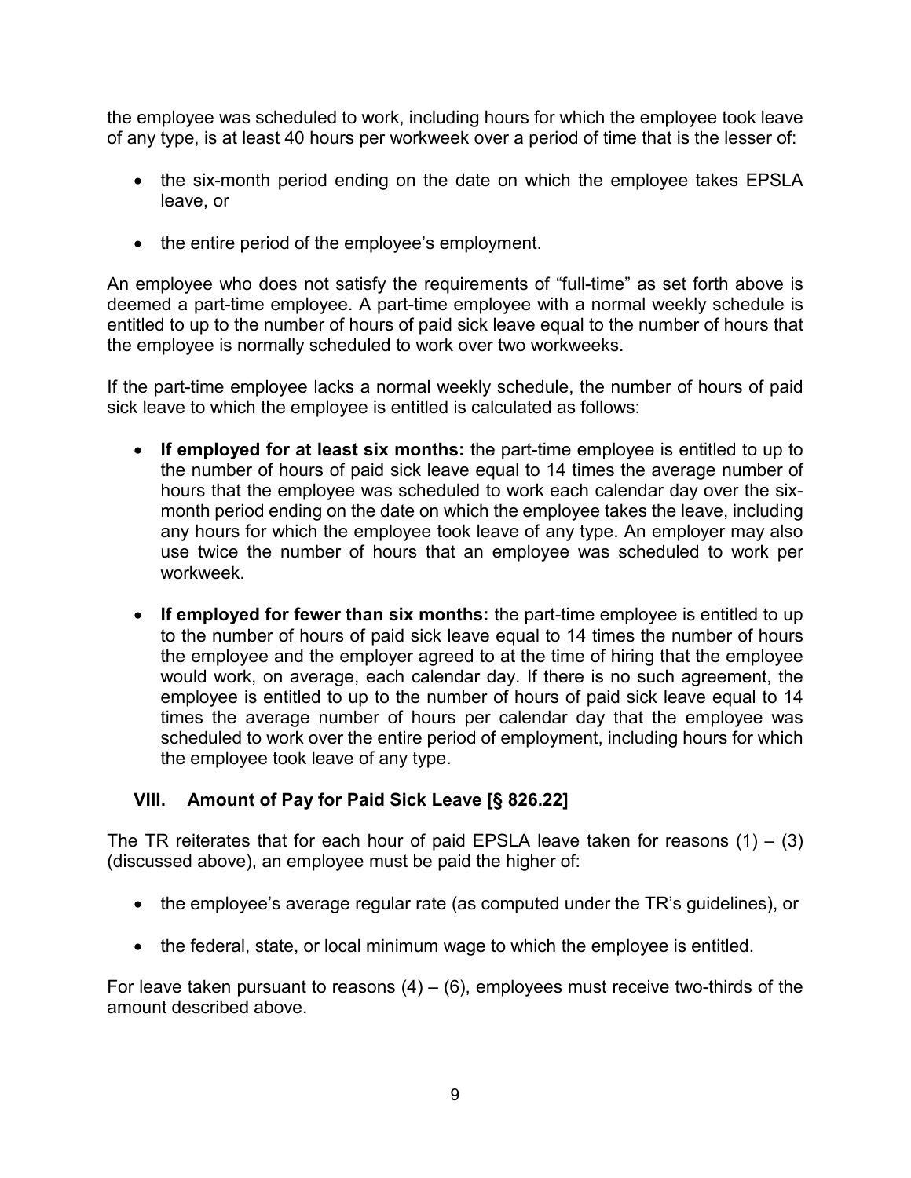the employee was scheduled to work, including hours for which the employee took leave of any type, is at least 40 hours per workweek over a period of time that is the lesser of:

- the six-month period ending on the date on which the employee takes EPSLA leave, or
- the entire period of the employee's employment.

An employee who does not satisfy the requirements of "full-time" as set forth above is deemed a part-time employee. A part-time employee with a normal weekly schedule is entitled to up to the number of hours of paid sick leave equal to the number of hours that the employee is normally scheduled to work over two workweeks.

If the part-time employee lacks a normal weekly schedule, the number of hours of paid sick leave to which the employee is entitled is calculated as follows:

- **If employed for at least six months:** the part-time employee is entitled to up to the number of hours of paid sick leave equal to 14 times the average number of hours that the employee was scheduled to work each calendar day over the six-month period ending on the date on which the employee takes the leave, including any hours for which the employee took leave of any type. An employer may also use twice the number of hours that an employee was scheduled to work per workweek.
- **If employed for fewer than six months:** the part-time employee is entitled to up to the number of hours of paid sick leave equal to 14 times the number of hours the employee and the employer agreed to at the time of hiring that the employee would work, on average, each calendar day. If there is no such agreement, the employee is entitled to up to the number of hours of paid sick leave equal to 14 times the average number of hours per calendar day that the employee was scheduled to work over the entire period of employment, including hours for which the employee took leave of any type.

## VIII. Amount of Pay for Paid Sick Leave [§ 826.22]

The TR reiterates that for each hour of paid EPSLA leave taken for reasons (1) – (3) (discussed above), an employee must be paid the higher of:

- the employee's average regular rate (as computed under the TR's guidelines), or
- the federal, state, or local minimum wage to which the employee is entitled.

For leave taken pursuant to reasons (4) – (6), employees must receive two-thirds of the amount described above.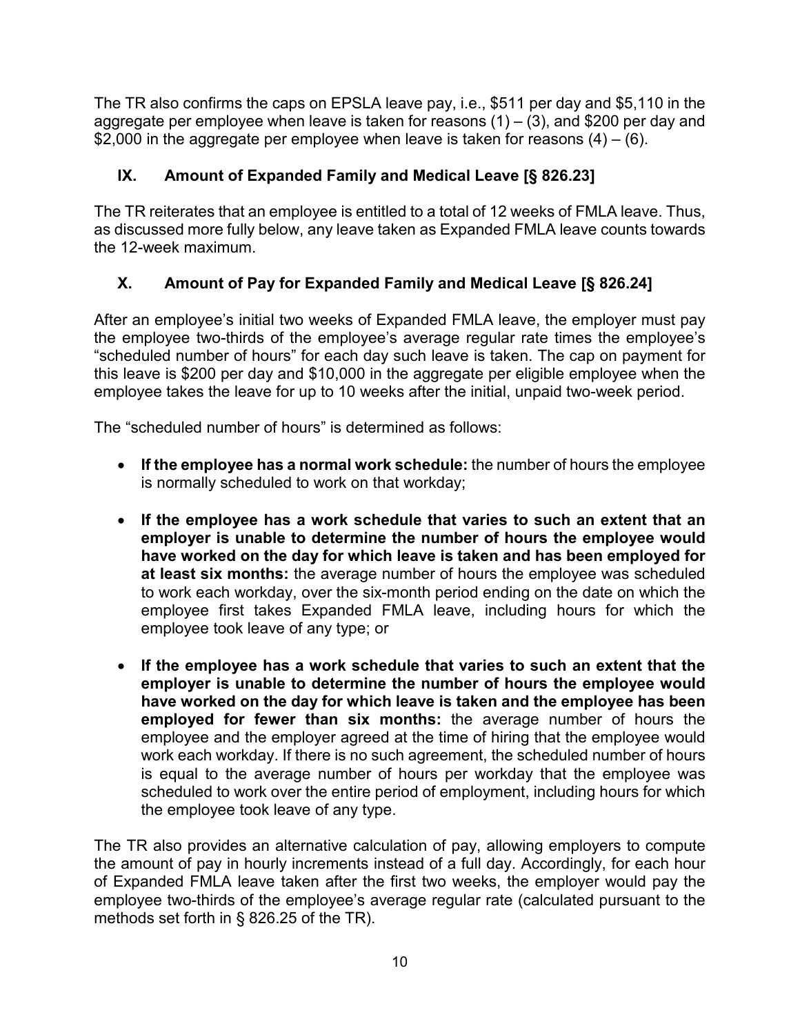The TR also confirms the caps on EPSLA leave pay, i.e., $511 per day and $5,110 in the aggregate per employee when leave is taken for reasons (1) – (3), and $200 per day and $2,000 in the aggregate per employee when leave is taken for reasons (4) – (6).

## IX. Amount of Expanded Family and Medical Leave [§ 826.23]

The TR reiterates that an employee is entitled to a total of 12 weeks of FMLA leave. Thus, as discussed more fully below, any leave taken as Expanded FMLA leave counts towards the 12-week maximum.

## X. Amount of Pay for Expanded Family and Medical Leave [§ 826.24]

After an employee's initial two weeks of Expanded FMLA leave, the employer must pay the employee two-thirds of the employee's average regular rate times the employee's "scheduled number of hours" for each day such leave is taken. The cap on payment for this leave is $200 per day and $10,000 in the aggregate per eligible employee when the employee takes the leave for up to 10 weeks after the initial, unpaid two-week period.

The "scheduled number of hours" is determined as follows:

- **If the employee has a normal work schedule:** the number of hours the employee is normally scheduled to work on that workday;
- **If the employee has a work schedule that varies to such an extent that an employer is unable to determine the number of hours the employee would have worked on the day for which leave is taken and has been employed for at least six months:** the average number of hours the employee was scheduled to work each workday, over the six-month period ending on the date on which the employee first takes Expanded FMLA leave, including hours for which the employee took leave of any type; or
- **If the employee has a work schedule that varies to such an extent that the employer is unable to determine the number of hours the employee would have worked on the day for which leave is taken and the employee has been employed for fewer than six months:** the average number of hours the employee and the employer agreed at the time of hiring that the employee would work each workday. If there is no such agreement, the scheduled number of hours is equal to the average number of hours per workday that the employee was scheduled to work over the entire period of employment, including hours for which the employee took leave of any type.

The TR also provides an alternative calculation of pay, allowing employers to compute the amount of pay in hourly increments instead of a full day. Accordingly, for each hour of Expanded FMLA leave taken after the first two weeks, the employer would pay the employee two-thirds of the employee's average regular rate (calculated pursuant to the methods set forth in § 826.25 of the TR).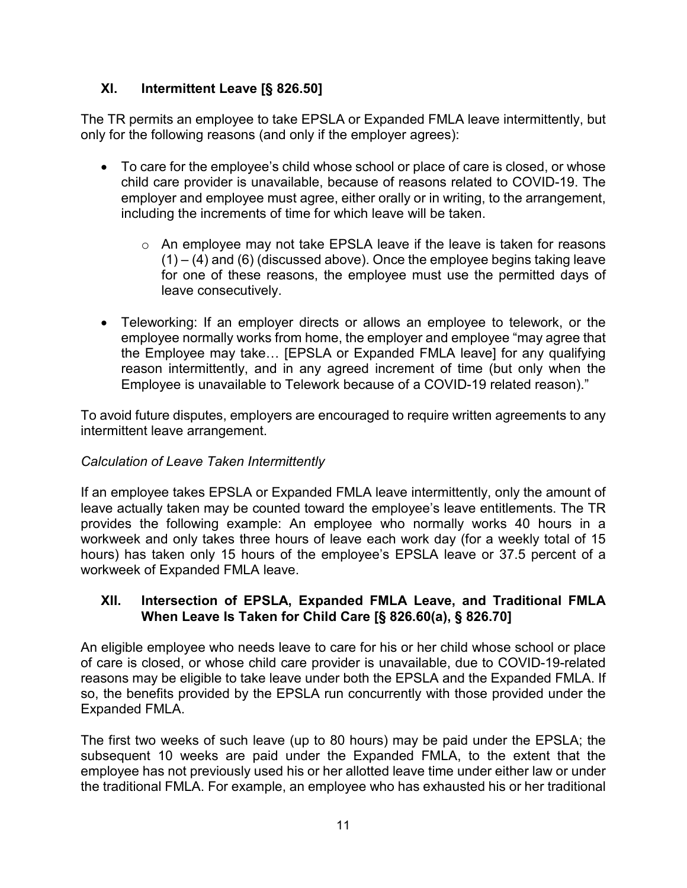## XI. Intermittent Leave [§ 826.50]

The TR permits an employee to take EPSLA or Expanded FMLA leave intermittently, but only for the following reasons (and only if the employer agrees):

- To care for the employee's child whose school or place of care is closed, or whose child care provider is unavailable, because of reasons related to COVID-19. The employer and employee must agree, either orally or in writing, to the arrangement, including the increments of time for which leave will be taken.
  - An employee may not take EPSLA leave if the leave is taken for reasons (1) – (4) and (6) (discussed above). Once the employee begins taking leave for one of these reasons, the employee must use the permitted days of leave consecutively.
- Teleworking: If an employer directs or allows an employee to telework, or the employee normally works from home, the employer and employee "may agree that the Employee may take… [EPSLA or Expanded FMLA leave] for any qualifying reason intermittently, and in any agreed increment of time (but only when the Employee is unavailable to Telework because of a COVID-19 related reason)."

To avoid future disputes, employers are encouraged to require written agreements to any intermittent leave arrangement.

*Calculation of Leave Taken Intermittently*

If an employee takes EPSLA or Expanded FMLA leave intermittently, only the amount of leave actually taken may be counted toward the employee's leave entitlements. The TR provides the following example: An employee who normally works 40 hours in a workweek and only takes three hours of leave each work day (for a weekly total of 15 hours) has taken only 15 hours of the employee's EPSLA leave or 37.5 percent of a workweek of Expanded FMLA leave.

## XII. Intersection of EPSLA, Expanded FMLA Leave, and Traditional FMLA When Leave Is Taken for Child Care [§ 826.60(a), § 826.70]

An eligible employee who needs leave to care for his or her child whose school or place of care is closed, or whose child care provider is unavailable, due to COVID-19-related reasons may be eligible to take leave under both the EPSLA and the Expanded FMLA. If so, the benefits provided by the EPSLA run concurrently with those provided under the Expanded FMLA.

The first two weeks of such leave (up to 80 hours) may be paid under the EPSLA; the subsequent 10 weeks are paid under the Expanded FMLA, to the extent that the employee has not previously used his or her allotted leave time under either law or under the traditional FMLA. For example, an employee who has exhausted his or her traditional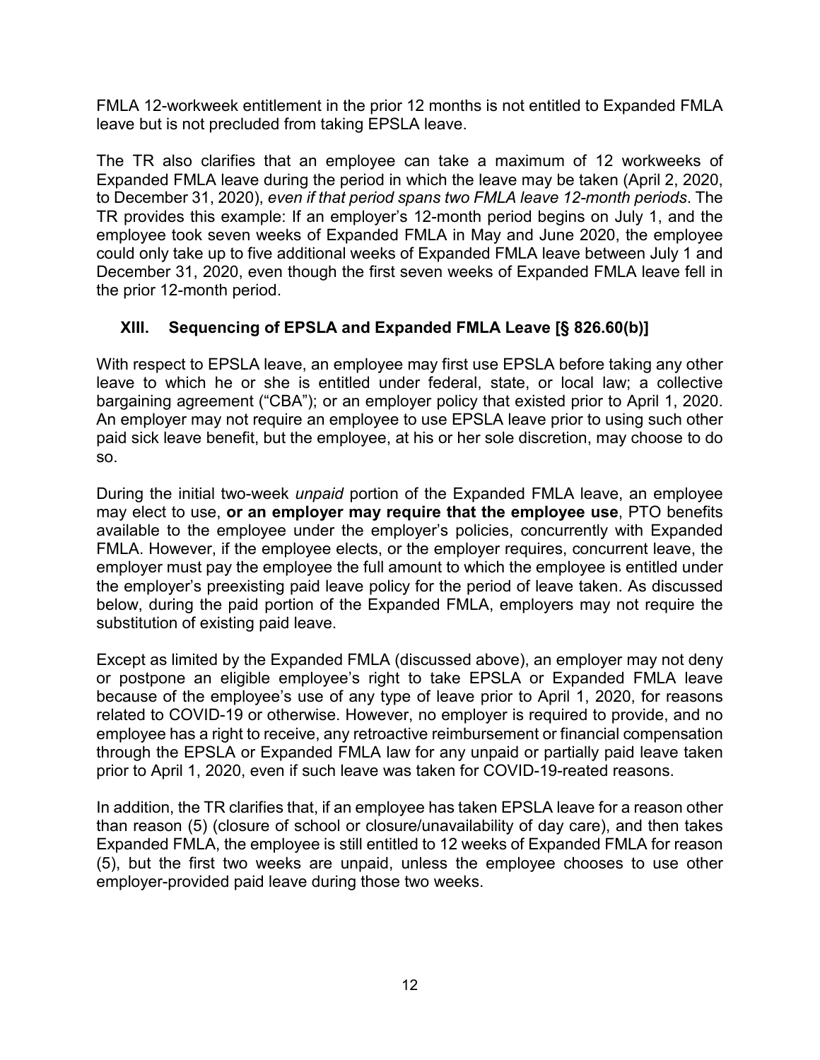FMLA 12-workweek entitlement in the prior 12 months is not entitled to Expanded FMLA leave but is not precluded from taking EPSLA leave.

The TR also clarifies that an employee can take a maximum of 12 workweeks of Expanded FMLA leave during the period in which the leave may be taken (April 2, 2020, to December 31, 2020), *even if that period spans two FMLA leave 12-month periods*. The TR provides this example: If an employer's 12-month period begins on July 1, and the employee took seven weeks of Expanded FMLA in May and June 2020, the employee could only take up to five additional weeks of Expanded FMLA leave between July 1 and December 31, 2020, even though the first seven weeks of Expanded FMLA leave fell in the prior 12-month period.

## XIII. Sequencing of EPSLA and Expanded FMLA Leave [§ 826.60(b)]

With respect to EPSLA leave, an employee may first use EPSLA before taking any other leave to which he or she is entitled under federal, state, or local law; a collective bargaining agreement ("CBA"); or an employer policy that existed prior to April 1, 2020. An employer may not require an employee to use EPSLA leave prior to using such other paid sick leave benefit, but the employee, at his or her sole discretion, may choose to do so.

During the initial two-week *unpaid* portion of the Expanded FMLA leave, an employee may elect to use, **or an employer may require that the employee use**, PTO benefits available to the employee under the employer's policies, concurrently with Expanded FMLA. However, if the employee elects, or the employer requires, concurrent leave, the employer must pay the employee the full amount to which the employee is entitled under the employer's preexisting paid leave policy for the period of leave taken. As discussed below, during the paid portion of the Expanded FMLA, employers may not require the substitution of existing paid leave.

Except as limited by the Expanded FMLA (discussed above), an employer may not deny or postpone an eligible employee's right to take EPSLA or Expanded FMLA leave because of the employee's use of any type of leave prior to April 1, 2020, for reasons related to COVID-19 or otherwise. However, no employer is required to provide, and no employee has a right to receive, any retroactive reimbursement or financial compensation through the EPSLA or Expanded FMLA law for any unpaid or partially paid leave taken prior to April 1, 2020, even if such leave was taken for COVID-19-reated reasons.

In addition, the TR clarifies that, if an employee has taken EPSLA leave for a reason other than reason (5) (closure of school or closure/unavailability of day care), and then takes Expanded FMLA, the employee is still entitled to 12 weeks of Expanded FMLA for reason (5), but the first two weeks are unpaid, unless the employee chooses to use other employer-provided paid leave during those two weeks.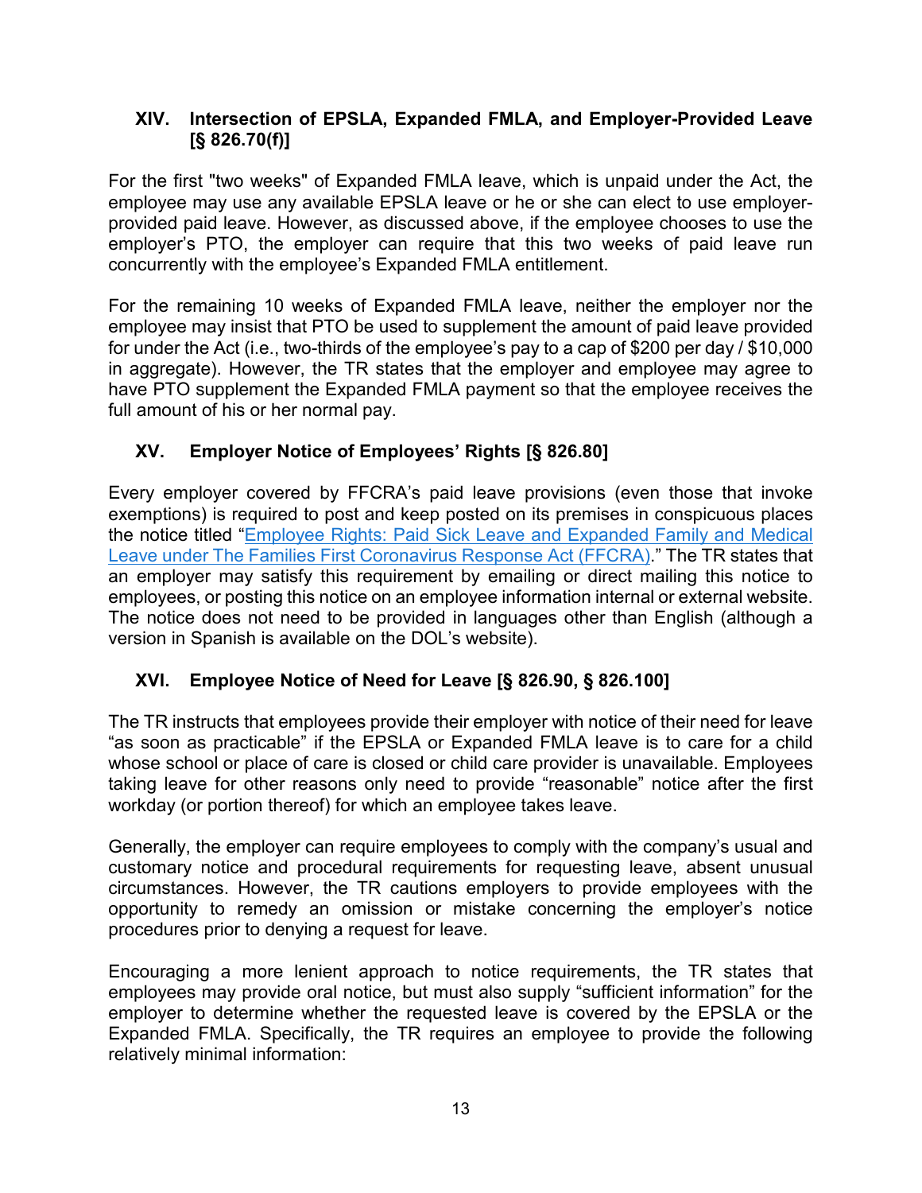## XIV. Intersection of EPSLA, Expanded FMLA, and Employer-Provided Leave [§ 826.70(f)]

For the first "two weeks" of Expanded FMLA leave, which is unpaid under the Act, the employee may use any available EPSLA leave or he or she can elect to use employer-provided paid leave. However, as discussed above, if the employee chooses to use the employer's PTO, the employer can require that this two weeks of paid leave run concurrently with the employee's Expanded FMLA entitlement.

For the remaining 10 weeks of Expanded FMLA leave, neither the employer nor the employee may insist that PTO be used to supplement the amount of paid leave provided for under the Act (i.e., two-thirds of the employee's pay to a cap of $200 per day / $10,000 in aggregate). However, the TR states that the employer and employee may agree to have PTO supplement the Expanded FMLA payment so that the employee receives the full amount of his or her normal pay.

## XV. Employer Notice of Employees' Rights [§ 826.80]

Every employer covered by FFCRA's paid leave provisions (even those that invoke exemptions) is required to post and keep posted on its premises in conspicuous places the notice titled "Employee Rights: Paid Sick Leave and Expanded Family and Medical Leave under The Families First Coronavirus Response Act (FFCRA)." The TR states that an employer may satisfy this requirement by emailing or direct mailing this notice to employees, or posting this notice on an employee information internal or external website. The notice does not need to be provided in languages other than English (although a version in Spanish is available on the DOL's website).

## XVI. Employee Notice of Need for Leave [§ 826.90, § 826.100]

The TR instructs that employees provide their employer with notice of their need for leave "as soon as practicable" if the EPSLA or Expanded FMLA leave is to care for a child whose school or place of care is closed or child care provider is unavailable. Employees taking leave for other reasons only need to provide "reasonable" notice after the first workday (or portion thereof) for which an employee takes leave.

Generally, the employer can require employees to comply with the company's usual and customary notice and procedural requirements for requesting leave, absent unusual circumstances. However, the TR cautions employers to provide employees with the opportunity to remedy an omission or mistake concerning the employer's notice procedures prior to denying a request for leave.

Encouraging a more lenient approach to notice requirements, the TR states that employees may provide oral notice, but must also supply "sufficient information" for the employer to determine whether the requested leave is covered by the EPSLA or the Expanded FMLA. Specifically, the TR requires an employee to provide the following relatively minimal information: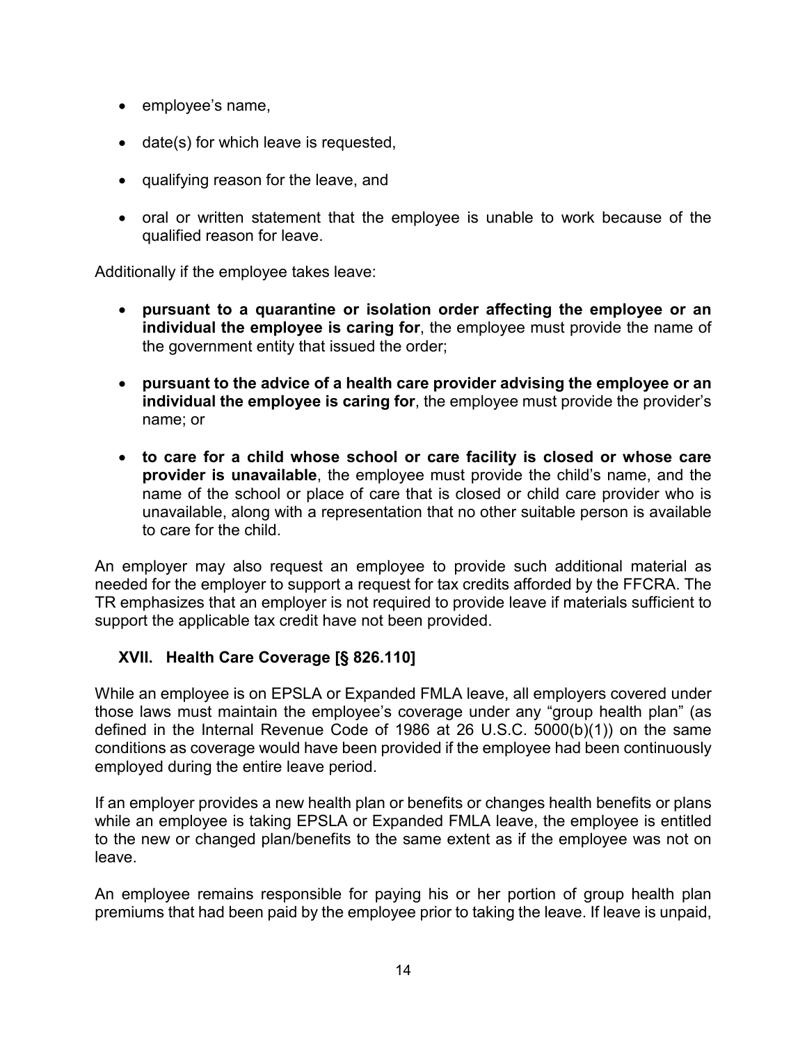- employee's name,
- date(s) for which leave is requested,
- qualifying reason for the leave, and
- oral or written statement that the employee is unable to work because of the qualified reason for leave.

Additionally if the employee takes leave:

- **pursuant to a quarantine or isolation order affecting the employee or an individual the employee is caring for**, the employee must provide the name of the government entity that issued the order;
- **pursuant to the advice of a health care provider advising the employee or an individual the employee is caring for**, the employee must provide the provider's name; or
- **to care for a child whose school or care facility is closed or whose care provider is unavailable**, the employee must provide the child's name, and the name of the school or place of care that is closed or child care provider who is unavailable, along with a representation that no other suitable person is available to care for the child.

An employer may also request an employee to provide such additional material as needed for the employer to support a request for tax credits afforded by the FFCRA. The TR emphasizes that an employer is not required to provide leave if materials sufficient to support the applicable tax credit have not been provided.

## XVII. Health Care Coverage [§ 826.110]

While an employee is on EPSLA or Expanded FMLA leave, all employers covered under those laws must maintain the employee's coverage under any "group health plan" (as defined in the Internal Revenue Code of 1986 at 26 U.S.C. 5000(b)(1)) on the same conditions as coverage would have been provided if the employee had been continuously employed during the entire leave period.

If an employer provides a new health plan or benefits or changes health benefits or plans while an employee is taking EPSLA or Expanded FMLA leave, the employee is entitled to the new or changed plan/benefits to the same extent as if the employee was not on leave.

An employee remains responsible for paying his or her portion of group health plan premiums that had been paid by the employee prior to taking the leave. If leave is unpaid,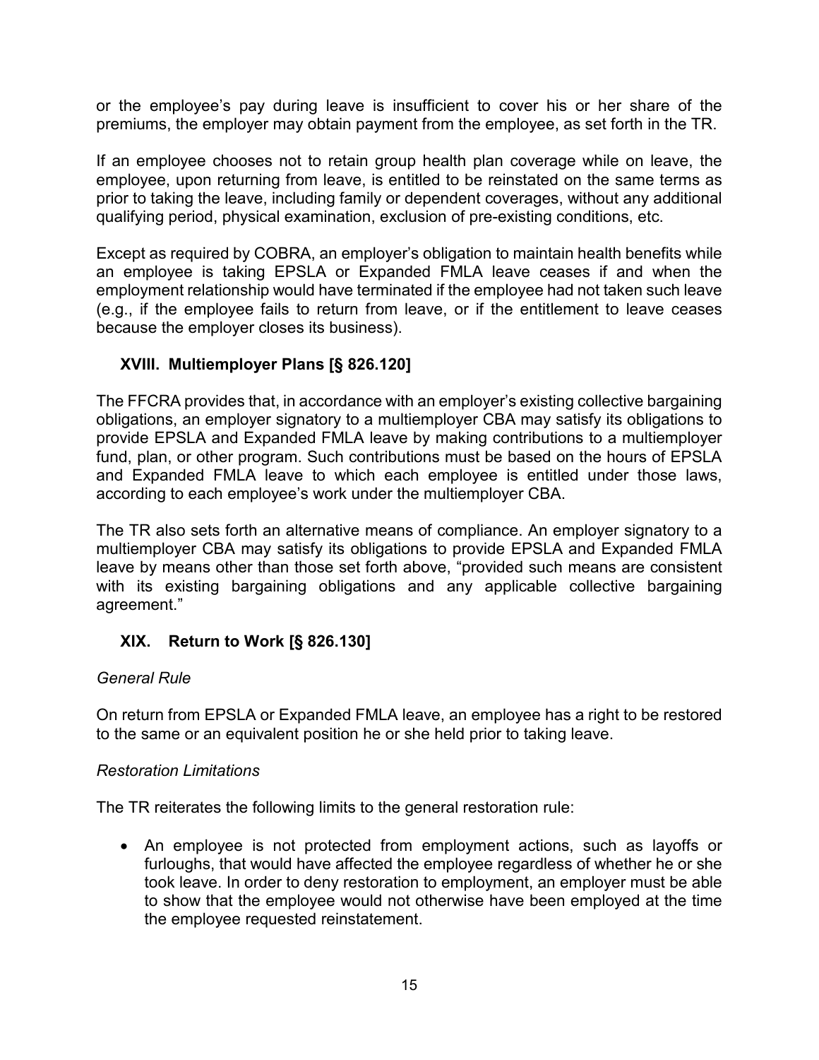or the employee's pay during leave is insufficient to cover his or her share of the premiums, the employer may obtain payment from the employee, as set forth in the TR.

If an employee chooses not to retain group health plan coverage while on leave, the employee, upon returning from leave, is entitled to be reinstated on the same terms as prior to taking the leave, including family or dependent coverages, without any additional qualifying period, physical examination, exclusion of pre-existing conditions, etc.

Except as required by COBRA, an employer's obligation to maintain health benefits while an employee is taking EPSLA or Expanded FMLA leave ceases if and when the employment relationship would have terminated if the employee had not taken such leave (e.g., if the employee fails to return from leave, or if the entitlement to leave ceases because the employer closes its business).

## XVIII. Multiemployer Plans [§ 826.120]

The FFCRA provides that, in accordance with an employer's existing collective bargaining obligations, an employer signatory to a multiemployer CBA may satisfy its obligations to provide EPSLA and Expanded FMLA leave by making contributions to a multiemployer fund, plan, or other program. Such contributions must be based on the hours of EPSLA and Expanded FMLA leave to which each employee is entitled under those laws, according to each employee's work under the multiemployer CBA.

The TR also sets forth an alternative means of compliance. An employer signatory to a multiemployer CBA may satisfy its obligations to provide EPSLA and Expanded FMLA leave by means other than those set forth above, "provided such means are consistent with its existing bargaining obligations and any applicable collective bargaining agreement."

## XIX. Return to Work [§ 826.130]

*General Rule*

On return from EPSLA or Expanded FMLA leave, an employee has a right to be restored to the same or an equivalent position he or she held prior to taking leave.

*Restoration Limitations*

The TR reiterates the following limits to the general restoration rule:

- An employee is not protected from employment actions, such as layoffs or furloughs, that would have affected the employee regardless of whether he or she took leave. In order to deny restoration to employment, an employer must be able to show that the employee would not otherwise have been employed at the time the employee requested reinstatement.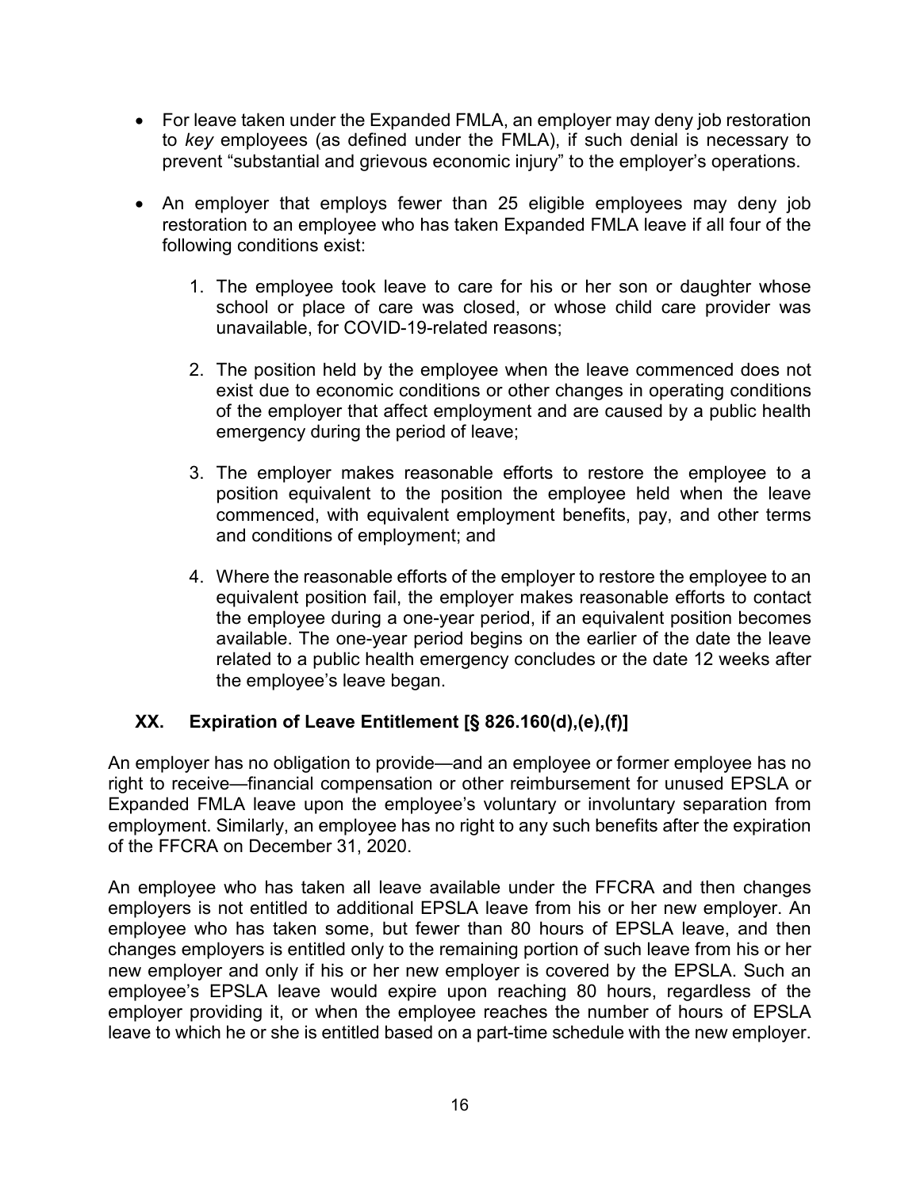- For leave taken under the Expanded FMLA, an employer may deny job restoration to *key* employees (as defined under the FMLA), if such denial is necessary to prevent "substantial and grievous economic injury" to the employer's operations.

- An employer that employs fewer than 25 eligible employees may deny job restoration to an employee who has taken Expanded FMLA leave if all four of the following conditions exist:

    1. The employee took leave to care for his or her son or daughter whose school or place of care was closed, or whose child care provider was unavailable, for COVID-19-related reasons;

    2. The position held by the employee when the leave commenced does not exist due to economic conditions or other changes in operating conditions of the employer that affect employment and are caused by a public health emergency during the period of leave;

    3. The employer makes reasonable efforts to restore the employee to a position equivalent to the position the employee held when the leave commenced, with equivalent employment benefits, pay, and other terms and conditions of employment; and

    4. Where the reasonable efforts of the employer to restore the employee to an equivalent position fail, the employer makes reasonable efforts to contact the employee during a one-year period, if an equivalent position becomes available. The one-year period begins on the earlier of the date the leave related to a public health emergency concludes or the date 12 weeks after the employee's leave began.

## XX. Expiration of Leave Entitlement [§ 826.160(d),(e),(f)]

An employer has no obligation to provide—and an employee or former employee has no right to receive—financial compensation or other reimbursement for unused EPSLA or Expanded FMLA leave upon the employee's voluntary or involuntary separation from employment. Similarly, an employee has no right to any such benefits after the expiration of the FFCRA on December 31, 2020.

An employee who has taken all leave available under the FFCRA and then changes employers is not entitled to additional EPSLA leave from his or her new employer. An employee who has taken some, but fewer than 80 hours of EPSLA leave, and then changes employers is entitled only to the remaining portion of such leave from his or her new employer and only if his or her new employer is covered by the EPSLA. Such an employee's EPSLA leave would expire upon reaching 80 hours, regardless of the employer providing it, or when the employee reaches the number of hours of EPSLA leave to which he or she is entitled based on a part-time schedule with the new employer.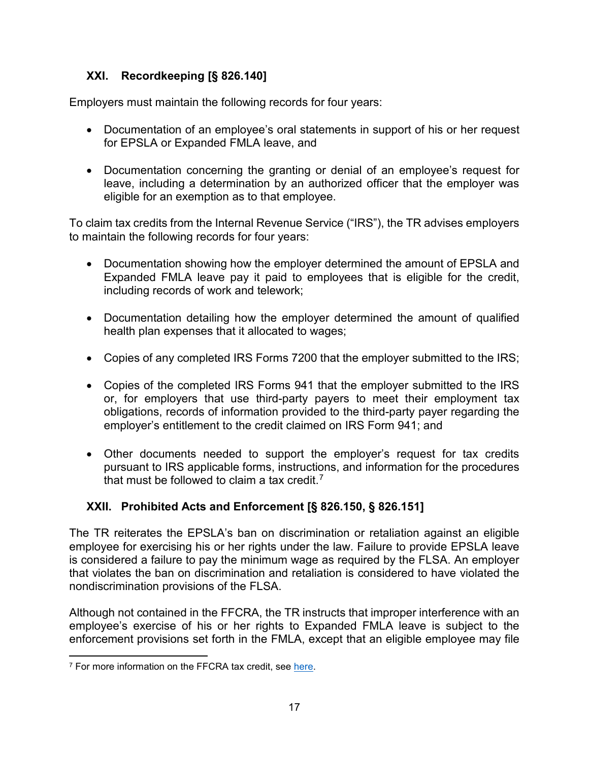## XXI. Recordkeeping [§ 826.140]

Employers must maintain the following records for four years:

- Documentation of an employee's oral statements in support of his or her request for EPSLA or Expanded FMLA leave, and
- Documentation concerning the granting or denial of an employee's request for leave, including a determination by an authorized officer that the employer was eligible for an exemption as to that employee.

To claim tax credits from the Internal Revenue Service ("IRS"), the TR advises employers to maintain the following records for four years:

- Documentation showing how the employer determined the amount of EPSLA and Expanded FMLA leave pay it paid to employees that is eligible for the credit, including records of work and telework;
- Documentation detailing how the employer determined the amount of qualified health plan expenses that it allocated to wages;
- Copies of any completed IRS Forms 7200 that the employer submitted to the IRS;
- Copies of the completed IRS Forms 941 that the employer submitted to the IRS or, for employers that use third-party payers to meet their employment tax obligations, records of information provided to the third-party payer regarding the employer's entitlement to the credit claimed on IRS Form 941; and
- Other documents needed to support the employer's request for tax credits pursuant to IRS applicable forms, instructions, and information for the procedures that must be followed to claim a tax credit.[7]

## XXII. Prohibited Acts and Enforcement [§ 826.150, § 826.151]

The TR reiterates the EPSLA's ban on discrimination or retaliation against an eligible employee for exercising his or her rights under the law. Failure to provide EPSLA leave is considered a failure to pay the minimum wage as required by the FLSA. An employer that violates the ban on discrimination and retaliation is considered to have violated the nondiscrimination provisions of the FLSA.

Although not contained in the FFCRA, the TR instructs that improper interference with an employee's exercise of his or her rights to Expanded FMLA leave is subject to the enforcement provisions set forth in the FMLA, except that an eligible employee may file

[7] For more information on the FFCRA tax credit, see here.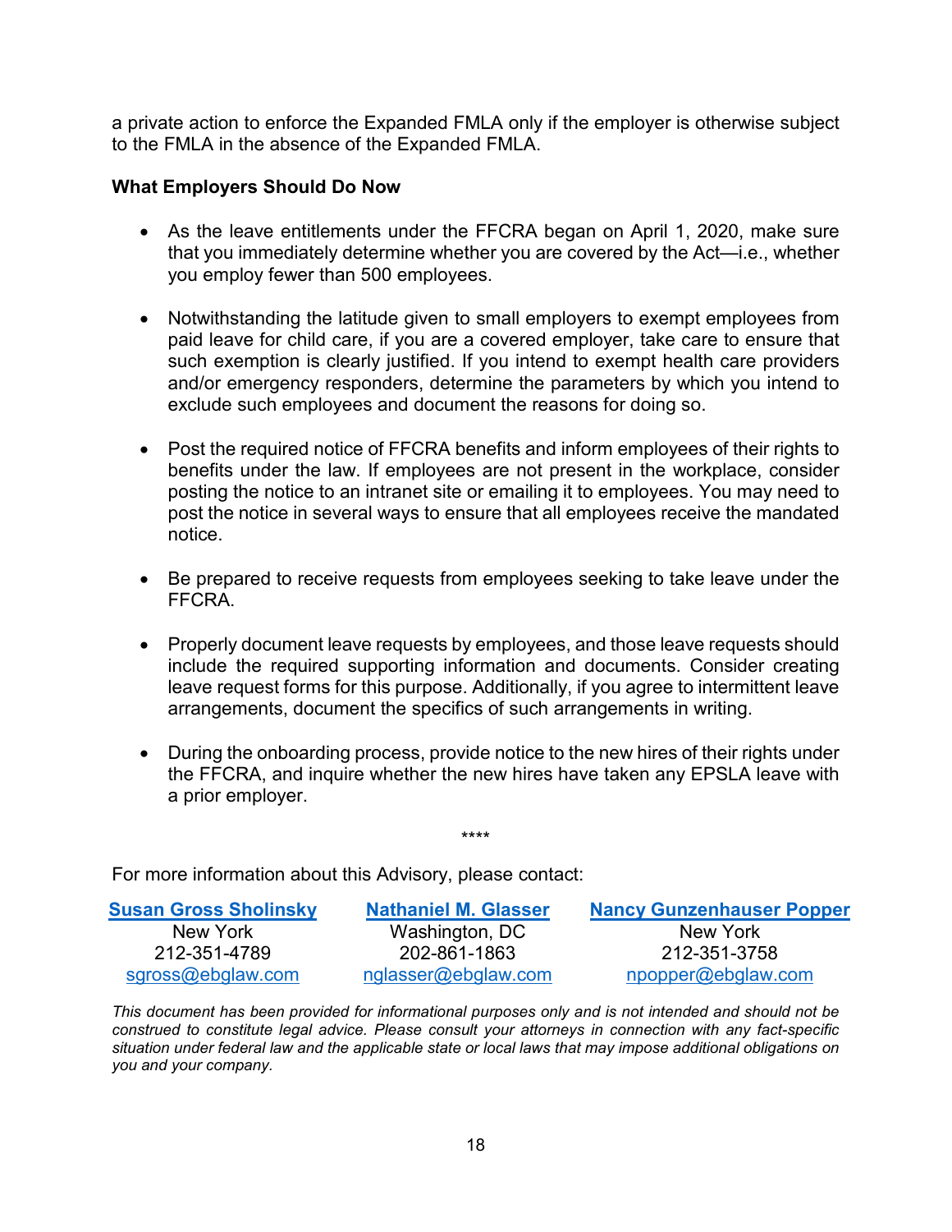a private action to enforce the Expanded FMLA only if the employer is otherwise subject to the FMLA in the absence of the Expanded FMLA.

**What Employers Should Do Now**

- As the leave entitlements under the FFCRA began on April 1, 2020, make sure that you immediately determine whether you are covered by the Act—i.e., whether you employ fewer than 500 employees.

- Notwithstanding the latitude given to small employers to exempt employees from paid leave for child care, if you are a covered employer, take care to ensure that such exemption is clearly justified. If you intend to exempt health care providers and/or emergency responders, determine the parameters by which you intend to exclude such employees and document the reasons for doing so.

- Post the required notice of FFCRA benefits and inform employees of their rights to benefits under the law. If employees are not present in the workplace, consider posting the notice to an intranet site or emailing it to employees. You may need to post the notice in several ways to ensure that all employees receive the mandated notice.

- Be prepared to receive requests from employees seeking to take leave under the FFCRA.

- Properly document leave requests by employees, and those leave requests should include the required supporting information and documents. Consider creating leave request forms for this purpose. Additionally, if you agree to intermittent leave arrangements, document the specifics of such arrangements in writing.

- During the onboarding process, provide notice to the new hires of their rights under the FFCRA, and inquire whether the new hires have taken any EPSLA leave with a prior employer.

****

For more information about this Advisory, please contact:

| **Susan Gross Sholinsky** | **Nathaniel M. Glasser** | **Nancy Gunzenhauser Popper** |
|---|---|---|
| New York | Washington, DC | New York |
| 212-351-4789 | 202-861-1863 | 212-351-3758 |
| sgross@ebglaw.com | nglasser@ebglaw.com | npopper@ebglaw.com |

*This document has been provided for informational purposes only and is not intended and should not be construed to constitute legal advice. Please consult your attorneys in connection with any fact-specific situation under federal law and the applicable state or local laws that may impose additional obligations on you and your company.*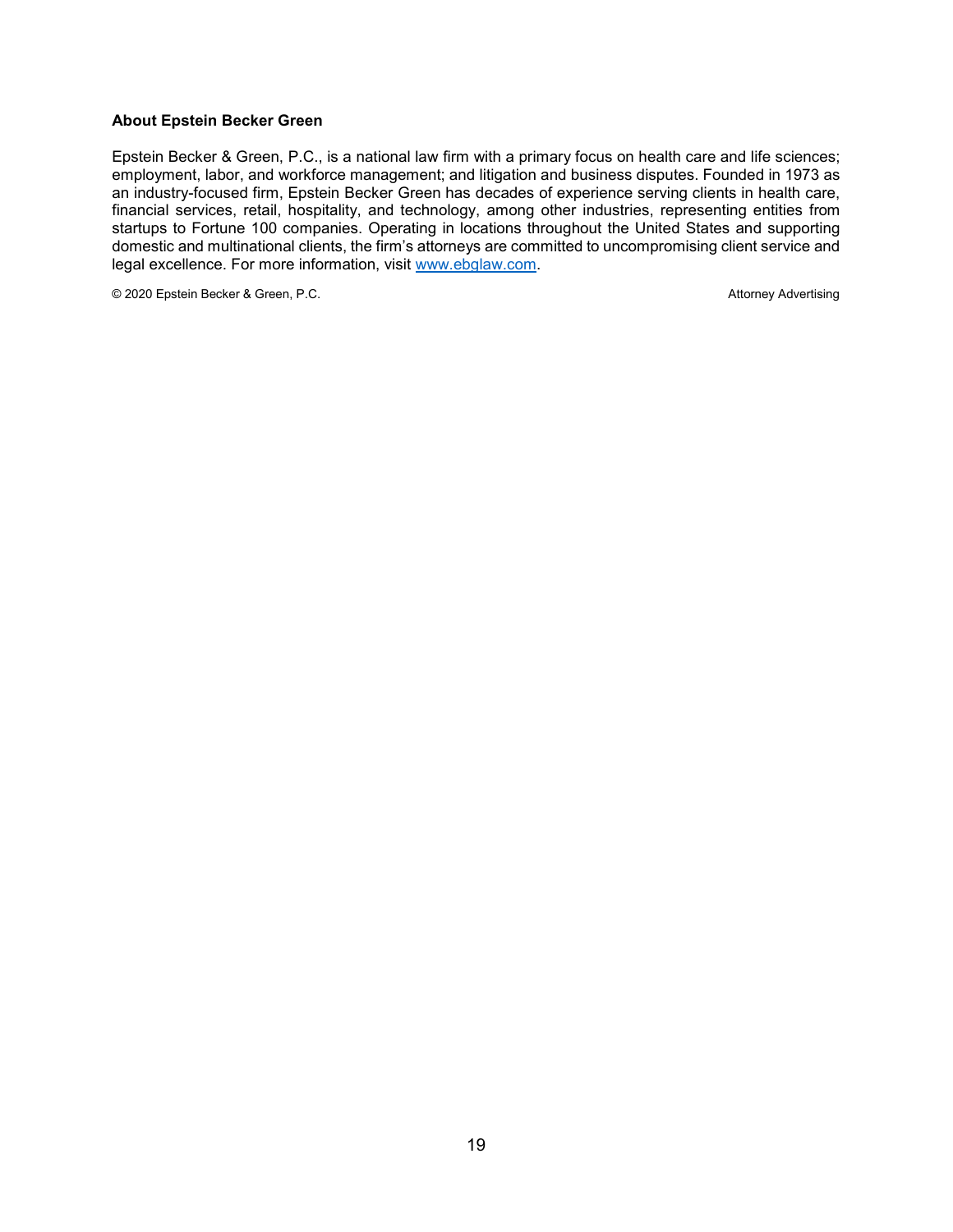**About Epstein Becker Green**

Epstein Becker & Green, P.C., is a national law firm with a primary focus on health care and life sciences; employment, labor, and workforce management; and litigation and business disputes. Founded in 1973 as an industry-focused firm, Epstein Becker Green has decades of experience serving clients in health care, financial services, retail, hospitality, and technology, among other industries, representing entities from startups to Fortune 100 companies. Operating in locations throughout the United States and supporting domestic and multinational clients, the firm's attorneys are committed to uncompromising client service and legal excellence. For more information, visit [www.ebglaw.com](http://www.ebglaw.com).

© 2020 Epstein Becker & Green, P.C. Attorney Advertising